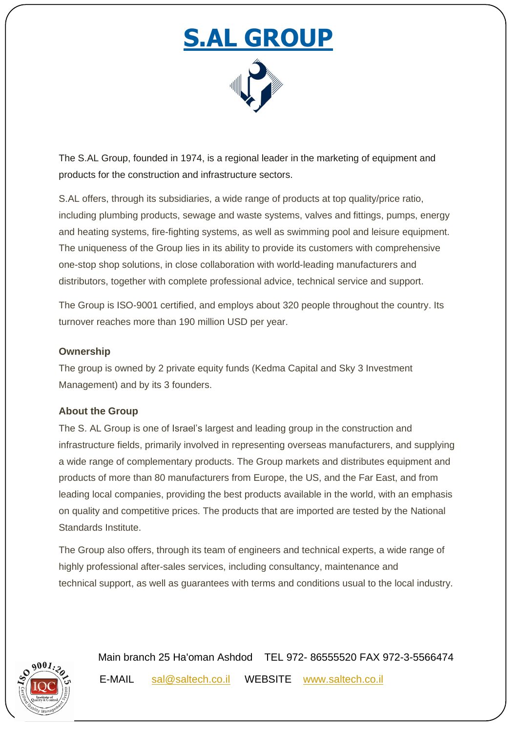# S.AL GROUP

The S.AL Group, founded in 1974, is a regional leader in the marketing of equipment and products for the construction and infrastructure sectors.

S.AL offers, through its subsidiaries, a wide range of products at top quality/price ratio, including plumbing products, sewage and waste systems, valves and fittings, pumps, energy and heating systems, fire-fighting systems, as well as swimming pool and leisure equipment. The uniqueness of the Group lies in its ability to provide its customers with comprehensive one-stop shop solutions, in close collaboration with world-leading manufacturers and distributors, together with complete professional advice, technical service and support.

The Group is ISO-9001 certified, and employs about 320 people throughout the country. Its turnover reaches more than 190 million USD per year.

### Ownership

The group is owned by 2 private equity funds (Kedma Capital and Sky 3 Investment Management) and by its 3 founders.

### About the Group

The S. AL Group is one of Israel's largest and leading group in the construction and infrastructure fields, primarily involved in representing overseas manufacturers, and supplying a wide range of complementary products. The Group markets and distributes equipment and products of more than 80 manufacturers from Europe, the US, and the Far East, and from leading local companies, providing the best products available in the world, with an emphasis on quality and competitive prices. The products that are imported are tested by the National Standards Institute.

The Group also offers, through its team of engineers and technical experts, a wide range of highly professional after-sales services, including consultancy, maintenance and technical support, as well as guarantees with terms and conditions usual to the local industry.

Main branch 25 Ha'oman Ashdod TEL 972- 86555520 FAX 972-3-5566474

E-MAIL sal@saltech.co.il WEBSITE www.saltech.co.il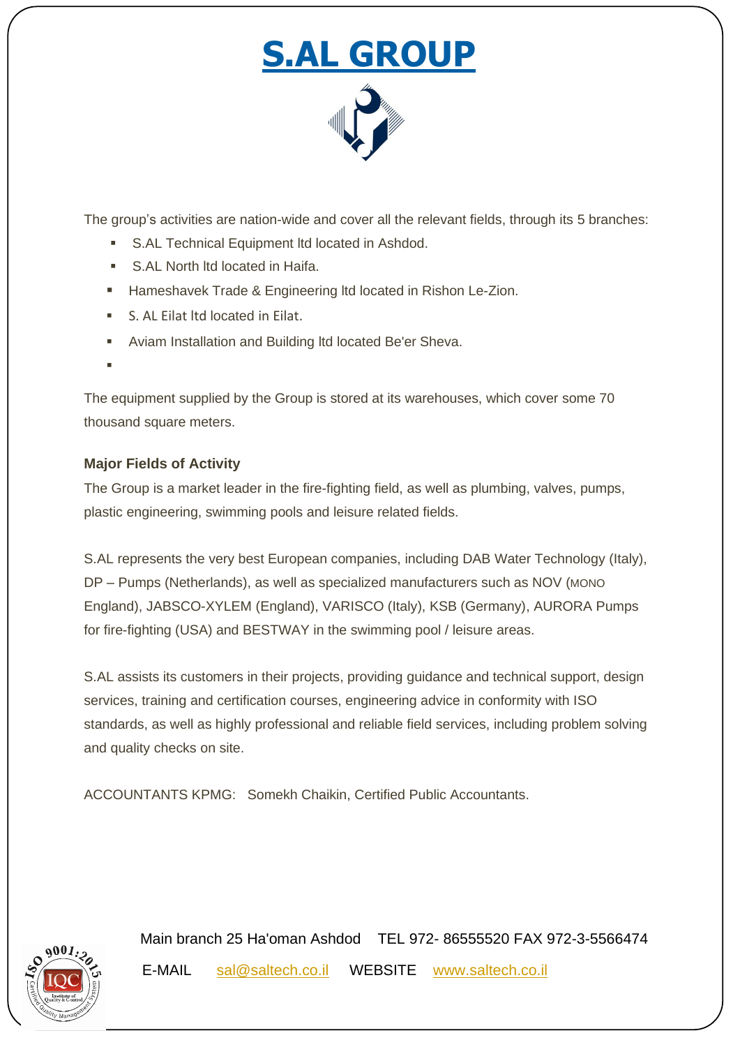# S.AL GROUP

The group's activities are nation-wide and cover all the relevant fields, through its 5 branches:

- S.AL Technical Equipment ltd located in Ashdod.
- S.AL North ltd located in Haifa.
- Hameshavek Trade & Engineering ltd located in Rishon Le-Zion.
- S. AL Eilat ltd located in Eilat.
- Aviam Installation and Building ltd located Be'er Sheva.

The equipment supplied by the Group is stored at its warehouses, which cover some 70 thousand square meters.

**Major Fields of Activity**

The Group is a market leader in the fire-fighting field, as well as plumbing, valves, pumps, plastic engineering, swimming pools and leisure related fields.

S.AL represents the very best European companies, including DAB Water Technology (Italy), DP – Pumps (Netherlands), as well as specialized manufacturers such as NOV (MONO England), JABSCO-XYLEM (England), VARISCO (Italy), KSB (Germany), AURORA Pumps for fire-fighting (USA) and BESTWAY in the swimming pool / leisure areas.

S.AL assists its customers in their projects, providing guidance and technical support, design services, training and certification courses, engineering advice in conformity with ISO standards, as well as highly professional and reliable field services, including problem solving and quality checks on site.

ACCOUNTANTS KPMG: Somekh Chaikin, Certified Public Accountants.

Main branch 25 Ha'oman Ashdod TEL 972- 86555520 FAX 972-3-5566474

E-MAIL sal@saltech.co.il WEBSITE www.saltech.co.il